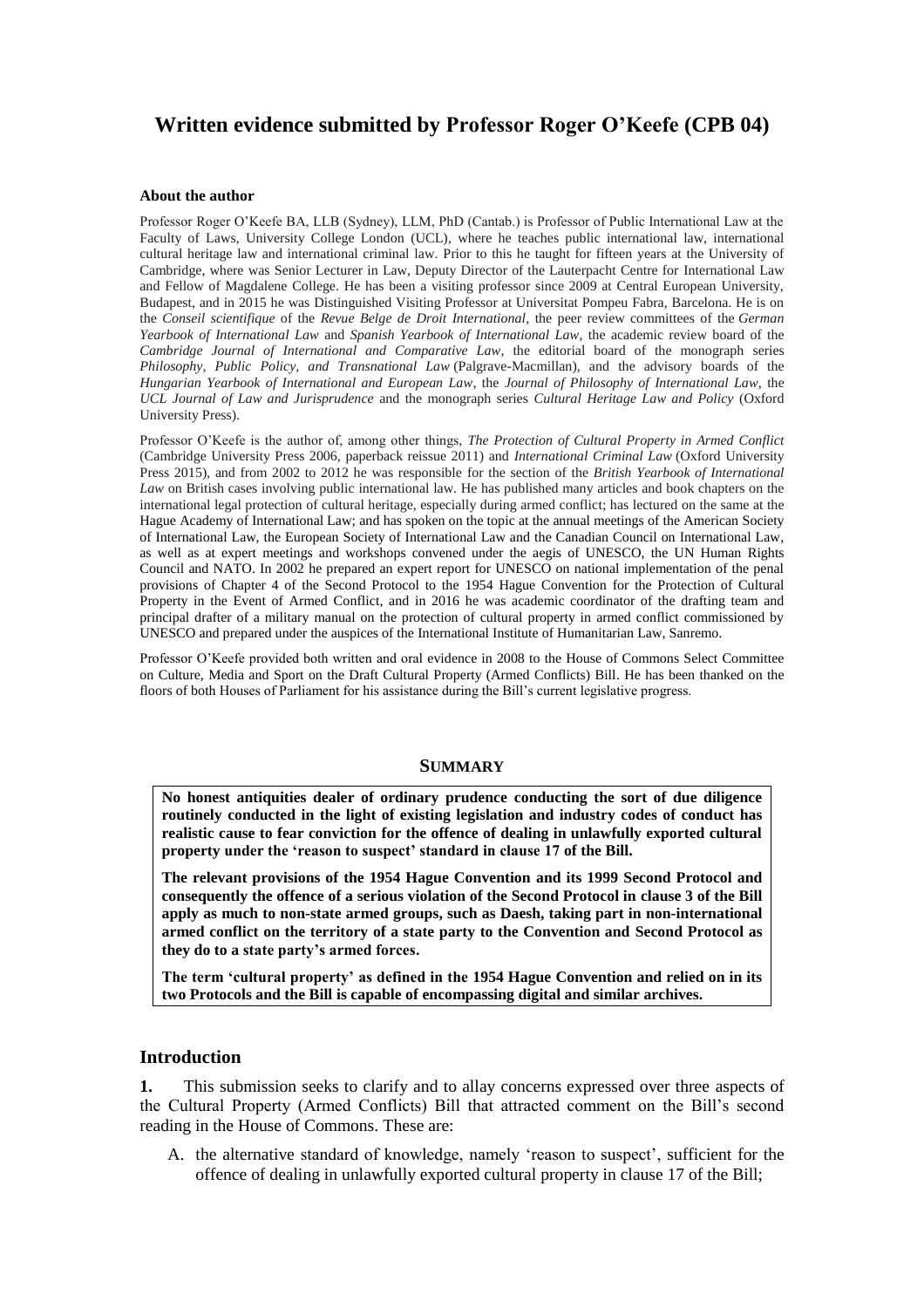# Written evidence submitted by Professor Roger O'Keefe (CPB 04)

### About the author

Professor Roger O'Keefe BA, LLB (Sydney), LLM, PhD (Cantab.) is Professor of Public International Law at the Faculty of Laws, University College London (UCL), where he teaches public international law, international cultural heritage law and international criminal law. Prior to this he taught for fifteen years at the University of Cambridge, where was Senior Lecturer in Law, Deputy Director of the Lauterpacht Centre for International Law and Fellow of Magdalene College. He has been a visiting professor since 2009 at Central European University, Budapest, and in 2015 he was Distinguished Visiting Professor at Universitat Pompeu Fabra, Barcelona. He is on the *Conseil scientifique* of the *Revue Belge de Droit International*, the peer review committees of the *German Yearbook of International Law* and *Spanish Yearbook of International Law*, the academic review board of the *Cambridge Journal of International and Comparative Law*, the editorial board of the monograph series *Philosophy, Public Policy, and Transnational Law* (Palgrave-Macmillan), and the advisory boards of the *Hungarian Yearbook of International and European Law*, the *Journal of Philosophy of International Law*, the *UCL Journal of Law and Jurisprudence* and the monograph series *Cultural Heritage Law and Policy* (Oxford University Press).

Professor O'Keefe is the author of, among other things, *The Protection of Cultural Property in Armed Conflict* (Cambridge University Press 2006, paperback reissue 2011) and *International Criminal Law* (Oxford University Press 2015), and from 2002 to 2012 he was responsible for the section of the *British Yearbook of International Law* on British cases involving public international law. He has published many articles and book chapters on the international legal protection of cultural heritage, especially during armed conflict; has lectured on the same at the Hague Academy of International Law; and has spoken on the topic at the annual meetings of the American Society of International Law, the European Society of International Law and the Canadian Council on International Law, as well as at expert meetings and workshops convened under the aegis of UNESCO, the UN Human Rights Council and NATO. In 2002 he prepared an expert report for UNESCO on national implementation of the penal provisions of Chapter 4 of the Second Protocol to the 1954 Hague Convention for the Protection of Cultural Property in the Event of Armed Conflict, and in 2016 he was academic coordinator of the drafting team and principal drafter of a military manual on the protection of cultural property in armed conflict commissioned by UNESCO and prepared under the auspices of the International Institute of Humanitarian Law, Sanremo.

Professor O'Keefe provided both written and oral evidence in 2008 to the House of Commons Select Committee on Culture, Media and Sport on the Draft Cultural Property (Armed Conflicts) Bill. He has been thanked on the floors of both Houses of Parliament for his assistance during the Bill's current legislative progress.

### SUMMARY

**No honest antiquities dealer of ordinary prudence conducting the sort of due diligence routinely conducted in the light of existing legislation and industry codes of conduct has realistic cause to fear conviction for the offence of dealing in unlawfully exported cultural property under the 'reason to suspect' standard in clause 17 of the Bill.**

**The relevant provisions of the 1954 Hague Convention and its 1999 Second Protocol and consequently the offence of a serious violation of the Second Protocol in clause 3 of the Bill apply as much to non-state armed groups, such as Daesh, taking part in non-international armed conflict on the territory of a state party to the Convention and Second Protocol as they do to a state party's armed forces.**

**The term 'cultural property' as defined in the 1954 Hague Convention and relied on in its two Protocols and the Bill is capable of encompassing digital and similar archives.**

## Introduction

**1.** This submission seeks to clarify and to allay concerns expressed over three aspects of the Cultural Property (Armed Conflicts) Bill that attracted comment on the Bill's second reading in the House of Commons. These are:

A. the alternative standard of knowledge, namely 'reason to suspect', sufficient for the offence of dealing in unlawfully exported cultural property in clause 17 of the Bill;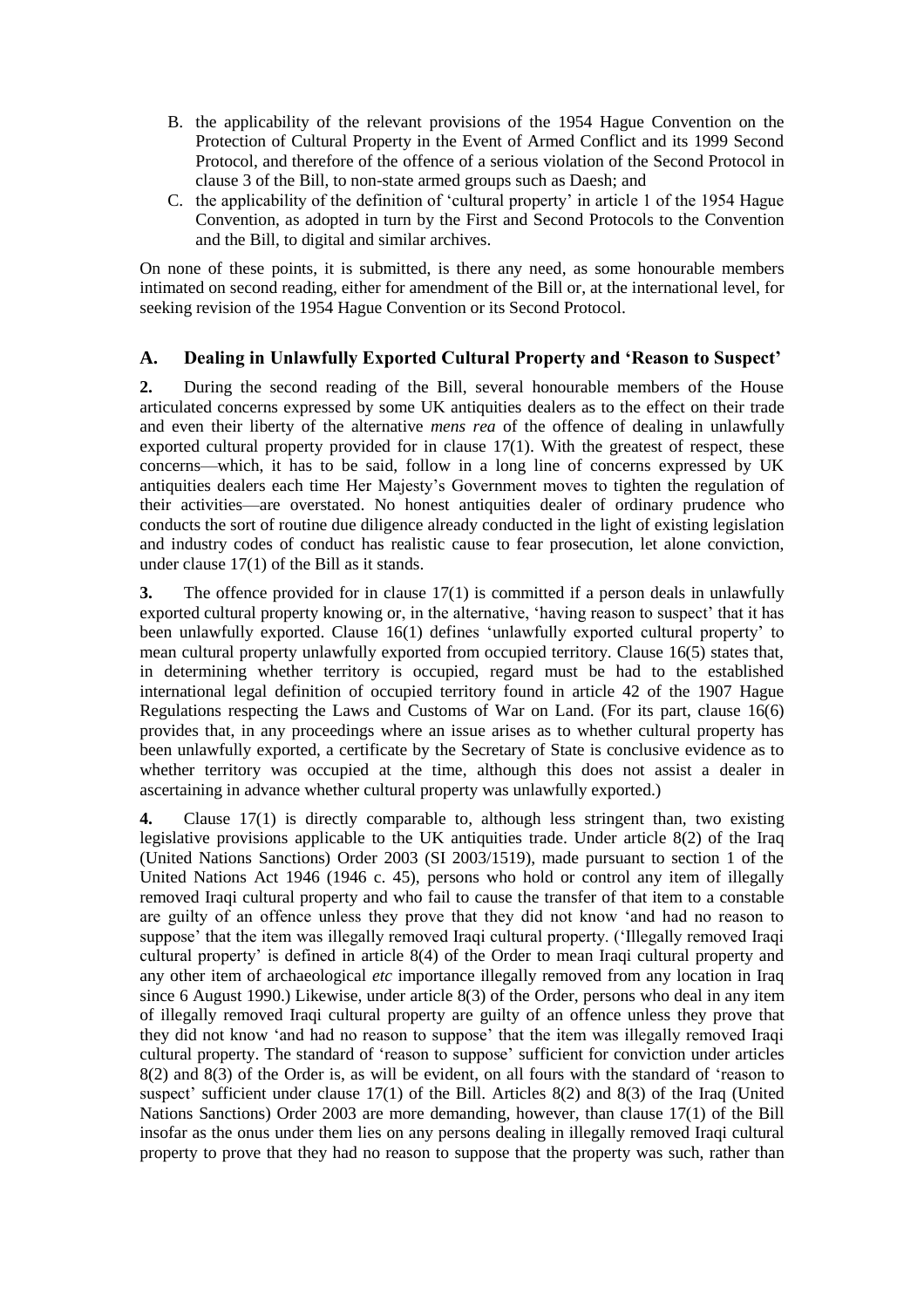B. the applicability of the relevant provisions of the 1954 Hague Convention on the Protection of Cultural Property in the Event of Armed Conflict and its 1999 Second Protocol, and therefore of the offence of a serious violation of the Second Protocol in clause 3 of the Bill, to non-state armed groups such as Daesh; and

C. the applicability of the definition of 'cultural property' in article 1 of the 1954 Hague Convention, as adopted in turn by the First and Second Protocols to the Convention and the Bill, to digital and similar archives.

On none of these points, it is submitted, is there any need, as some honourable members intimated on second reading, either for amendment of the Bill or, at the international level, for seeking revision of the 1954 Hague Convention or its Second Protocol.

## A. Dealing in Unlawfully Exported Cultural Property and 'Reason to Suspect'

**2.** During the second reading of the Bill, several honourable members of the House articulated concerns expressed by some UK antiquities dealers as to the effect on their trade and even their liberty of the alternative *mens rea* of the offence of dealing in unlawfully exported cultural property provided for in clause 17(1). With the greatest of respect, these concerns—which, it has to be said, follow in a long line of concerns expressed by UK antiquities dealers each time Her Majesty's Government moves to tighten the regulation of their activities—are overstated. No honest antiquities dealer of ordinary prudence who conducts the sort of routine due diligence already conducted in the light of existing legislation and industry codes of conduct has realistic cause to fear prosecution, let alone conviction, under clause 17(1) of the Bill as it stands.

**3.** The offence provided for in clause 17(1) is committed if a person deals in unlawfully exported cultural property knowing or, in the alternative, 'having reason to suspect' that it has been unlawfully exported. Clause 16(1) defines 'unlawfully exported cultural property' to mean cultural property unlawfully exported from occupied territory. Clause 16(5) states that, in determining whether territory is occupied, regard must be had to the established international legal definition of occupied territory found in article 42 of the 1907 Hague Regulations respecting the Laws and Customs of War on Land. (For its part, clause 16(6) provides that, in any proceedings where an issue arises as to whether cultural property has been unlawfully exported, a certificate by the Secretary of State is conclusive evidence as to whether territory was occupied at the time, although this does not assist a dealer in ascertaining in advance whether cultural property was unlawfully exported.)

**4.** Clause 17(1) is directly comparable to, although less stringent than, two existing legislative provisions applicable to the UK antiquities trade. Under article 8(2) of the Iraq (United Nations Sanctions) Order 2003 (SI 2003/1519), made pursuant to section 1 of the United Nations Act 1946 (1946 c. 45), persons who hold or control any item of illegally removed Iraqi cultural property and who fail to cause the transfer of that item to a constable are guilty of an offence unless they prove that they did not know 'and had no reason to suppose' that the item was illegally removed Iraqi cultural property. ('Illegally removed Iraqi cultural property' is defined in article 8(4) of the Order to mean Iraqi cultural property and any other item of archaeological *etc* importance illegally removed from any location in Iraq since 6 August 1990.) Likewise, under article 8(3) of the Order, persons who deal in any item of illegally removed Iraqi cultural property are guilty of an offence unless they prove that they did not know 'and had no reason to suppose' that the item was illegally removed Iraqi cultural property. The standard of 'reason to suppose' sufficient for conviction under articles 8(2) and 8(3) of the Order is, as will be evident, on all fours with the standard of 'reason to suspect' sufficient under clause 17(1) of the Bill. Articles 8(2) and 8(3) of the Iraq (United Nations Sanctions) Order 2003 are more demanding, however, than clause 17(1) of the Bill insofar as the onus under them lies on any persons dealing in illegally removed Iraqi cultural property to prove that they had no reason to suppose that the property was such, rather than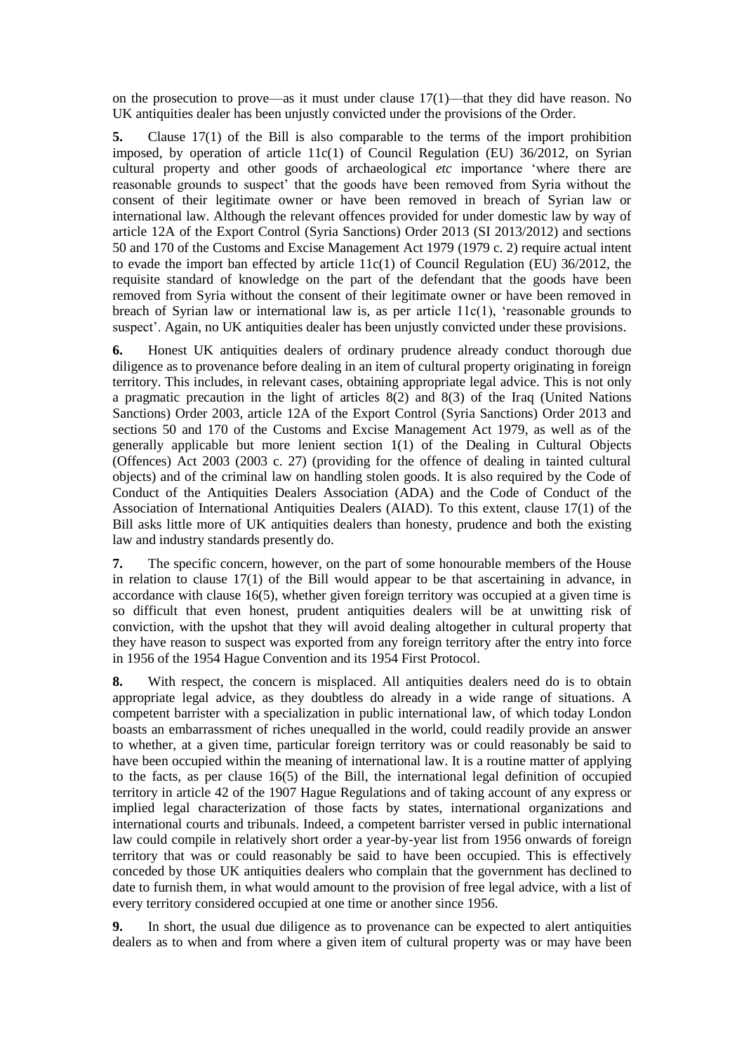on the prosecution to prove—as it must under clause 17(1)—that they did have reason. No UK antiquities dealer has been unjustly convicted under the provisions of the Order.

**5.** Clause 17(1) of the Bill is also comparable to the terms of the import prohibition imposed, by operation of article 11c(1) of Council Regulation (EU) 36/2012, on Syrian cultural property and other goods of archaeological *etc* importance 'where there are reasonable grounds to suspect' that the goods have been removed from Syria without the consent of their legitimate owner or have been removed in breach of Syrian law or international law. Although the relevant offences provided for under domestic law by way of article 12A of the Export Control (Syria Sanctions) Order 2013 (SI 2013/2012) and sections 50 and 170 of the Customs and Excise Management Act 1979 (1979 c. 2) require actual intent to evade the import ban effected by article 11c(1) of Council Regulation (EU) 36/2012, the requisite standard of knowledge on the part of the defendant that the goods have been removed from Syria without the consent of their legitimate owner or have been removed in breach of Syrian law or international law is, as per article 11c(1), 'reasonable grounds to suspect'. Again, no UK antiquities dealer has been unjustly convicted under these provisions.

**6.** Honest UK antiquities dealers of ordinary prudence already conduct thorough due diligence as to provenance before dealing in an item of cultural property originating in foreign territory. This includes, in relevant cases, obtaining appropriate legal advice. This is not only a pragmatic precaution in the light of articles 8(2) and 8(3) of the Iraq (United Nations Sanctions) Order 2003, article 12A of the Export Control (Syria Sanctions) Order 2013 and sections 50 and 170 of the Customs and Excise Management Act 1979, as well as of the generally applicable but more lenient section 1(1) of the Dealing in Cultural Objects (Offences) Act 2003 (2003 c. 27) (providing for the offence of dealing in tainted cultural objects) and of the criminal law on handling stolen goods. It is also required by the Code of Conduct of the Antiquities Dealers Association (ADA) and the Code of Conduct of the Association of International Antiquities Dealers (AIAD). To this extent, clause 17(1) of the Bill asks little more of UK antiquities dealers than honesty, prudence and both the existing law and industry standards presently do.

**7.** The specific concern, however, on the part of some honourable members of the House in relation to clause 17(1) of the Bill would appear to be that ascertaining in advance, in accordance with clause 16(5), whether given foreign territory was occupied at a given time is so difficult that even honest, prudent antiquities dealers will be at unwitting risk of conviction, with the upshot that they will avoid dealing altogether in cultural property that they have reason to suspect was exported from any foreign territory after the entry into force in 1956 of the 1954 Hague Convention and its 1954 First Protocol.

**8.** With respect, the concern is misplaced. All antiquities dealers need do is to obtain appropriate legal advice, as they doubtless do already in a wide range of situations. A competent barrister with a specialization in public international law, of which today London boasts an embarrassment of riches unequalled in the world, could readily provide an answer to whether, at a given time, particular foreign territory was or could reasonably be said to have been occupied within the meaning of international law. It is a routine matter of applying to the facts, as per clause 16(5) of the Bill, the international legal definition of occupied territory in article 42 of the 1907 Hague Regulations and of taking account of any express or implied legal characterization of those facts by states, international organizations and international courts and tribunals. Indeed, a competent barrister versed in public international law could compile in relatively short order a year-by-year list from 1956 onwards of foreign territory that was or could reasonably be said to have been occupied. This is effectively conceded by those UK antiquities dealers who complain that the government has declined to date to furnish them, in what would amount to the provision of free legal advice, with a list of every territory considered occupied at one time or another since 1956.

**9.** In short, the usual due diligence as to provenance can be expected to alert antiquities dealers as to when and from where a given item of cultural property was or may have been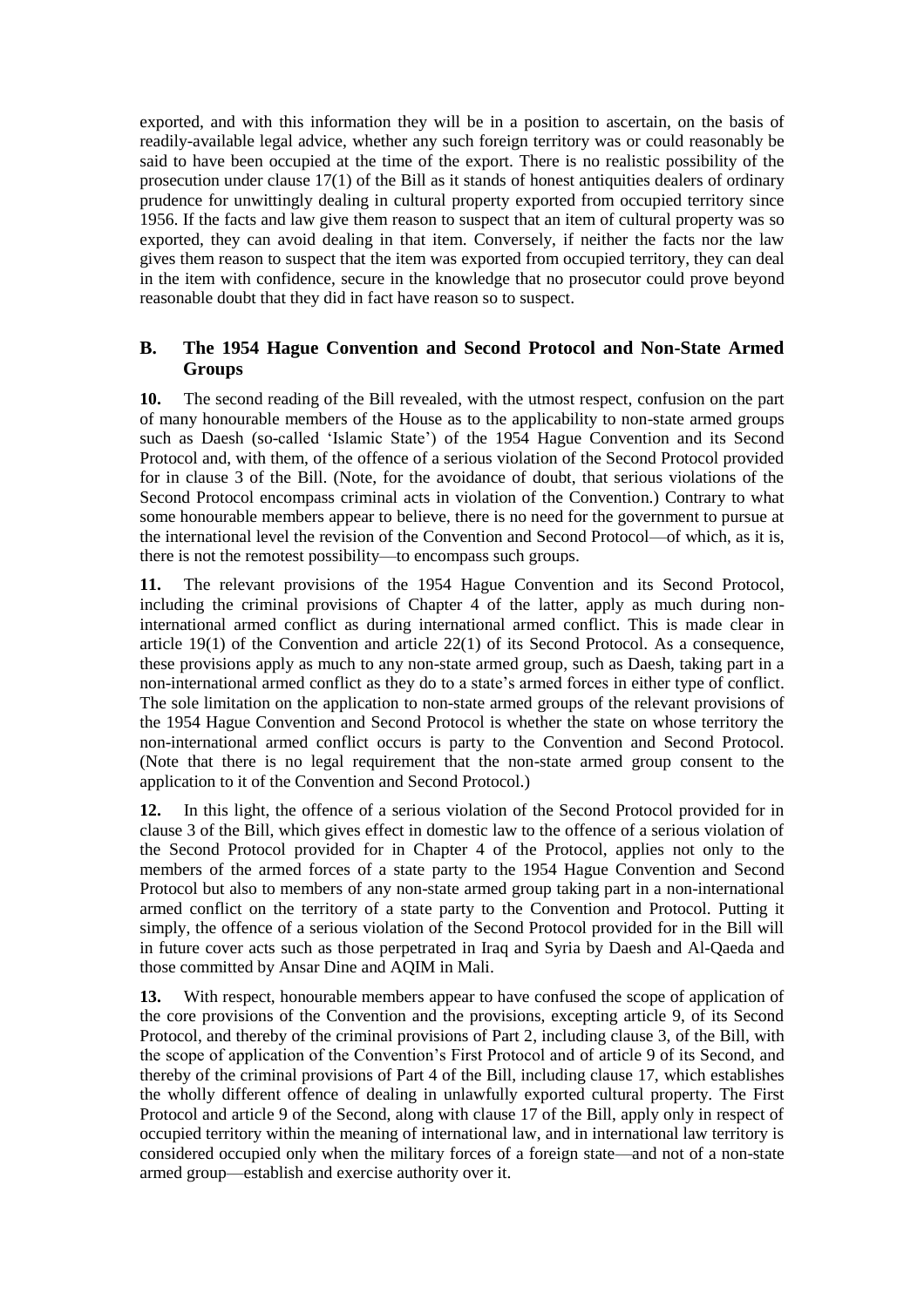exported, and with this information they will be in a position to ascertain, on the basis of readily-available legal advice, whether any such foreign territory was or could reasonably be said to have been occupied at the time of the export. There is no realistic possibility of the prosecution under clause 17(1) of the Bill as it stands of honest antiquities dealers of ordinary prudence for unwittingly dealing in cultural property exported from occupied territory since 1956. If the facts and law give them reason to suspect that an item of cultural property was so exported, they can avoid dealing in that item. Conversely, if neither the facts nor the law gives them reason to suspect that the item was exported from occupied territory, they can deal in the item with confidence, secure in the knowledge that no prosecutor could prove beyond reasonable doubt that they did in fact have reason so to suspect.

## B. The 1954 Hague Convention and Second Protocol and Non-State Armed Groups

**10.** The second reading of the Bill revealed, with the utmost respect, confusion on the part of many honourable members of the House as to the applicability to non-state armed groups such as Daesh (so-called 'Islamic State') of the 1954 Hague Convention and its Second Protocol and, with them, of the offence of a serious violation of the Second Protocol provided for in clause 3 of the Bill. (Note, for the avoidance of doubt, that serious violations of the Second Protocol encompass criminal acts in violation of the Convention.) Contrary to what some honourable members appear to believe, there is no need for the government to pursue at the international level the revision of the Convention and Second Protocol—of which, as it is, there is not the remotest possibility—to encompass such groups.

**11.** The relevant provisions of the 1954 Hague Convention and its Second Protocol, including the criminal provisions of Chapter 4 of the latter, apply as much during non-international armed conflict as during international armed conflict. This is made clear in article 19(1) of the Convention and article 22(1) of its Second Protocol. As a consequence, these provisions apply as much to any non-state armed group, such as Daesh, taking part in a non-international armed conflict as they do to a state's armed forces in either type of conflict. The sole limitation on the application to non-state armed groups of the relevant provisions of the 1954 Hague Convention and Second Protocol is whether the state on whose territory the non-international armed conflict occurs is party to the Convention and Second Protocol. (Note that there is no legal requirement that the non-state armed group consent to the application to it of the Convention and Second Protocol.)

**12.** In this light, the offence of a serious violation of the Second Protocol provided for in clause 3 of the Bill, which gives effect in domestic law to the offence of a serious violation of the Second Protocol provided for in Chapter 4 of the Protocol, applies not only to the members of the armed forces of a state party to the 1954 Hague Convention and Second Protocol but also to members of any non-state armed group taking part in a non-international armed conflict on the territory of a state party to the Convention and Protocol. Putting it simply, the offence of a serious violation of the Second Protocol provided for in the Bill will in future cover acts such as those perpetrated in Iraq and Syria by Daesh and Al-Qaeda and those committed by Ansar Dine and AQIM in Mali.

**13.** With respect, honourable members appear to have confused the scope of application of the core provisions of the Convention and the provisions, excepting article 9, of its Second Protocol, and thereby of the criminal provisions of Part 2, including clause 3, of the Bill, with the scope of application of the Convention's First Protocol and of article 9 of its Second, and thereby of the criminal provisions of Part 4 of the Bill, including clause 17, which establishes the wholly different offence of dealing in unlawfully exported cultural property. The First Protocol and article 9 of the Second, along with clause 17 of the Bill, apply only in respect of occupied territory within the meaning of international law, and in international law territory is considered occupied only when the military forces of a foreign state—and not of a non-state armed group—establish and exercise authority over it.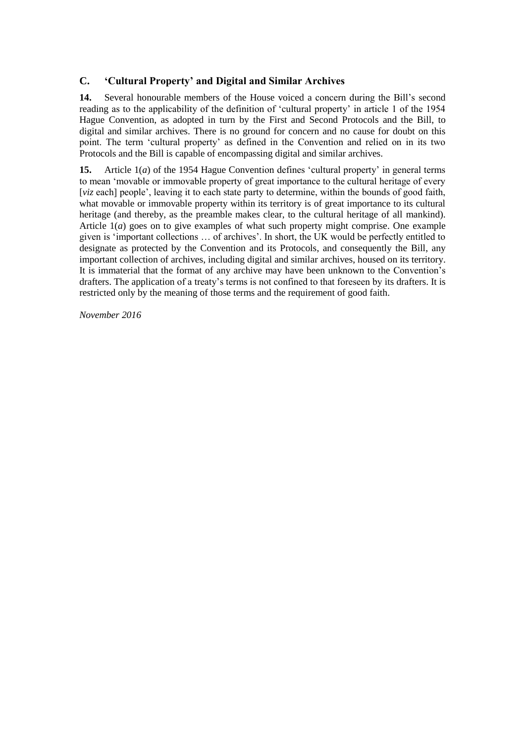## C. 'Cultural Property' and Digital and Similar Archives

**14.** Several honourable members of the House voiced a concern during the Bill's second reading as to the applicability of the definition of 'cultural property' in article 1 of the 1954 Hague Convention, as adopted in turn by the First and Second Protocols and the Bill, to digital and similar archives. There is no ground for concern and no cause for doubt on this point. The term 'cultural property' as defined in the Convention and relied on in its two Protocols and the Bill is capable of encompassing digital and similar archives.

**15.** Article 1(*a*) of the 1954 Hague Convention defines 'cultural property' in general terms to mean 'movable or immovable property of great importance to the cultural heritage of every [*viz* each] people', leaving it to each state party to determine, within the bounds of good faith, what movable or immovable property within its territory is of great importance to its cultural heritage (and thereby, as the preamble makes clear, to the cultural heritage of all mankind). Article 1(*a*) goes on to give examples of what such property might comprise. One example given is 'important collections … of archives'. In short, the UK would be perfectly entitled to designate as protected by the Convention and its Protocols, and consequently the Bill, any important collection of archives, including digital and similar archives, housed on its territory. It is immaterial that the format of any archive may have been unknown to the Convention's drafters. The application of a treaty's terms is not confined to that foreseen by its drafters. It is restricted only by the meaning of those terms and the requirement of good faith.

*November 2016*